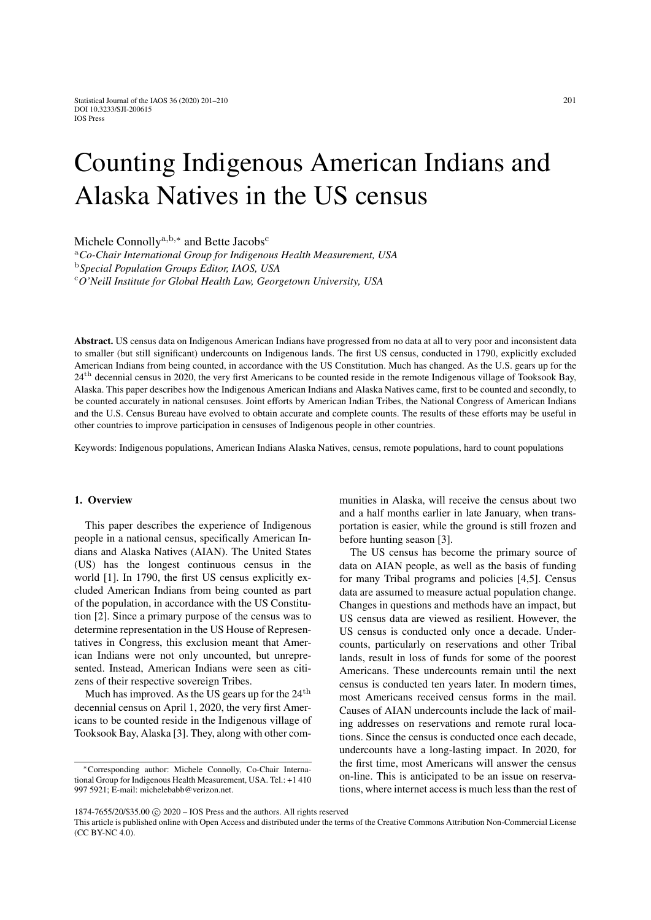# Counting Indigenous American Indians and Alaska Natives in the US census

Michele Connolly[a,b,*] and Bette Jacobs[c]

[a] *Co-Chair International Group for Indigenous Health Measurement, USA*
[b] *Special Population Groups Editor, IAOS, USA*
[c] *O'Neill Institute for Global Health Law, Georgetown University, USA*

**Abstract.** US census data on Indigenous American Indians have progressed from no data at all to very poor and inconsistent data to smaller (but still significant) undercounts on Indigenous lands. The first US census, conducted in 1790, explicitly excluded American Indians from being counted, in accordance with the US Constitution. Much has changed. As the U.S. gears up for the 24[th] decennial census in 2020, the very first Americans to be counted reside in the remote Indigenous village of Tooksook Bay, Alaska. This paper describes how the Indigenous American Indians and Alaska Natives came, first to be counted and secondly, to be counted accurately in national censuses. Joint efforts by American Indian Tribes, the National Congress of American Indians and the U.S. Census Bureau have evolved to obtain accurate and complete counts. The results of these efforts may be useful in other countries to improve participation in censuses of Indigenous people in other countries.

Keywords: Indigenous populations, American Indians Alaska Natives, census, remote populations, hard to count populations

## 1. Overview

This paper describes the experience of Indigenous people in a national census, specifically American Indians and Alaska Natives (AIAN). The United States (US) has the longest continuous census in the world [1]. In 1790, the first US census explicitly excluded American Indians from being counted as part of the population, in accordance with the US Constitution [2]. Since a primary purpose of the census was to determine representation in the US House of Representatives in Congress, this exclusion meant that American Indians were not only uncounted, but unrepresented. Instead, American Indians were seen as citizens of their respective sovereign Tribes.

Much has improved. As the US gears up for the 24[th] decennial census on April 1, 2020, the very first Americans to be counted reside in the Indigenous village of Tooksook Bay, Alaska [3]. They, along with other communities in Alaska, will receive the census about two and a half months earlier in late January, when transportation is easier, while the ground is still frozen and before hunting season [3].

The US census has become the primary source of data on AIAN people, as well as the basis of funding for many Tribal programs and policies [4,5]. Census data are assumed to measure actual population change. Changes in questions and methods have an impact, but US census data are viewed as resilient. However, the US census is conducted only once a decade. Undercounts, particularly on reservations and other Tribal lands, result in loss of funds for some of the poorest Americans. These undercounts remain until the next census is conducted ten years later. In modern times, most Americans received census forms in the mail. Causes of AIAN undercounts include the lack of mailing addresses on reservations and remote rural locations. Since the census is conducted once each decade, undercounts have a long-lasting impact. In 2020, for the first time, most Americans will answer the census on-line. This is anticipated to be an issue on reservations, where internet access is much less than the rest of

*Corresponding author: Michele Connolly, Co-Chair International Group for Indigenous Health Measurement, USA. Tel.: +1 410 997 5921; E-mail: michelebabb@verizon.net.

1874-7655/20/$35.00 © 2020 – IOS Press and the authors. All rights reserved
This article is published online with Open Access and distributed under the terms of the Creative Commons Attribution Non-Commercial License (CC BY-NC 4.0).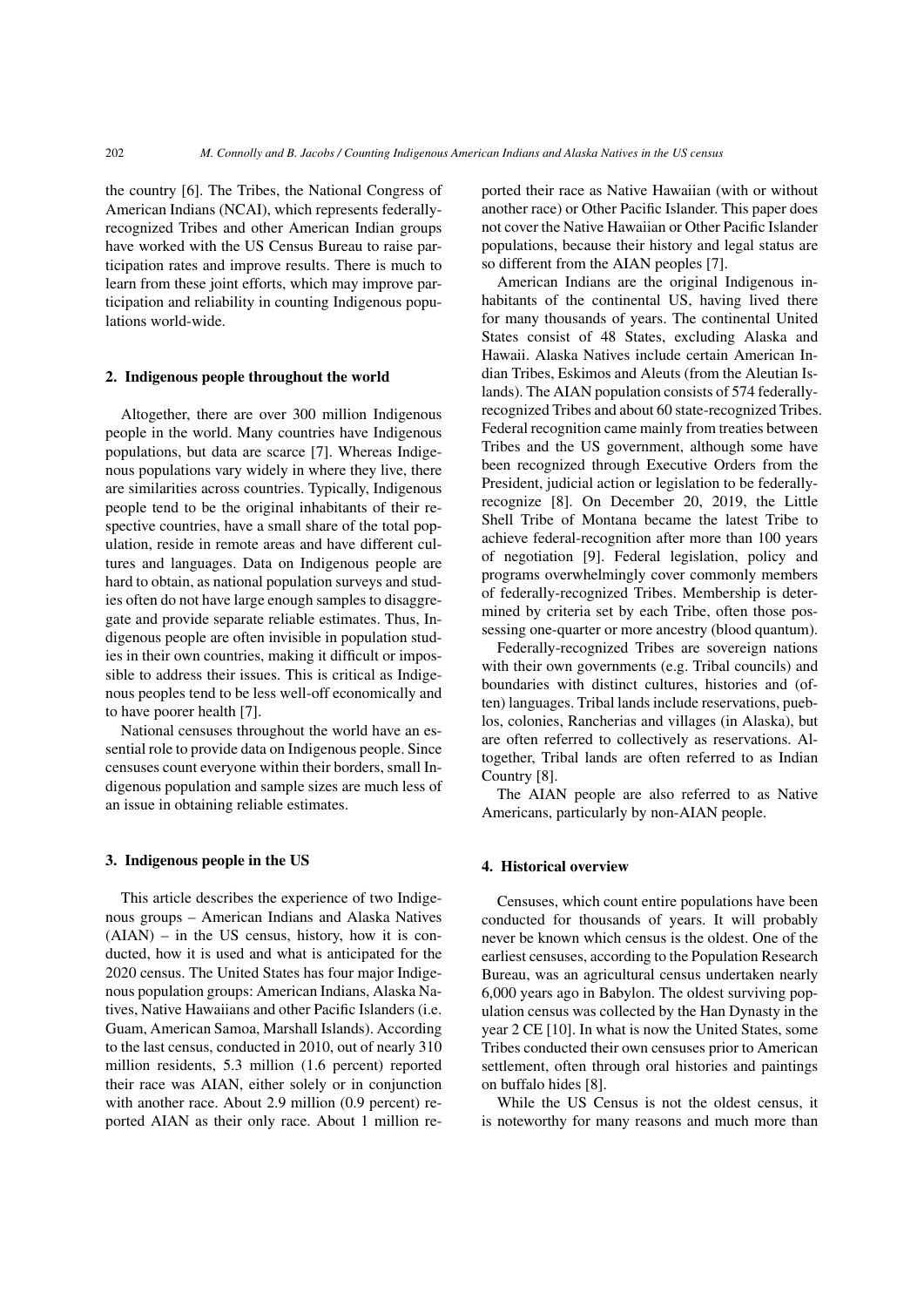the country [6]. The Tribes, the National Congress of American Indians (NCAI), which represents federally-recognized Tribes and other American Indian groups have worked with the US Census Bureau to raise participation rates and improve results. There is much to learn from these joint efforts, which may improve participation and reliability in counting Indigenous populations world-wide.

## 2. Indigenous people throughout the world

Altogether, there are over 300 million Indigenous people in the world. Many countries have Indigenous populations, but data are scarce [7]. Whereas Indigenous populations vary widely in where they live, there are similarities across countries. Typically, Indigenous people tend to be the original inhabitants of their respective countries, have a small share of the total population, reside in remote areas and have different cultures and languages. Data on Indigenous people are hard to obtain, as national population surveys and studies often do not have large enough samples to disaggregate and provide separate reliable estimates. Thus, Indigenous people are often invisible in population studies in their own countries, making it difficult or impossible to address their issues. This is critical as Indigenous peoples tend to be less well-off economically and to have poorer health [7].

National censuses throughout the world have an essential role to provide data on Indigenous people. Since censuses count everyone within their borders, small Indigenous population and sample sizes are much less of an issue in obtaining reliable estimates.

## 3. Indigenous people in the US

This article describes the experience of two Indigenous groups – American Indians and Alaska Natives (AIAN) – in the US census, history, how it is conducted, how it is used and what is anticipated for the 2020 census. The United States has four major Indigenous population groups: American Indians, Alaska Natives, Native Hawaiians and other Pacific Islanders (i.e. Guam, American Samoa, Marshall Islands). According to the last census, conducted in 2010, out of nearly 310 million residents, 5.3 million (1.6 percent) reported their race was AIAN, either solely or in conjunction with another race. About 2.9 million (0.9 percent) reported AIAN as their only race. About 1 million reported their race as Native Hawaiian (with or without another race) or Other Pacific Islander. This paper does not cover the Native Hawaiian or Other Pacific Islander populations, because their history and legal status are so different from the AIAN peoples [7].

American Indians are the original Indigenous inhabitants of the continental US, having lived there for many thousands of years. The continental United States consist of 48 States, excluding Alaska and Hawaii. Alaska Natives include certain American Indian Tribes, Eskimos and Aleuts (from the Aleutian Islands). The AIAN population consists of 574 federally-recognized Tribes and about 60 state-recognized Tribes. Federal recognition came mainly from treaties between Tribes and the US government, although some have been recognized through Executive Orders from the President, judicial action or legislation to be federally-recognize [8]. On December 20, 2019, the Little Shell Tribe of Montana became the latest Tribe to achieve federal-recognition after more than 100 years of negotiation [9]. Federal legislation, policy and programs overwhelmingly cover commonly members of federally-recognized Tribes. Membership is determined by criteria set by each Tribe, often those possessing one-quarter or more ancestry (blood quantum).

Federally-recognized Tribes are sovereign nations with their own governments (e.g. Tribal councils) and boundaries with distinct cultures, histories and (often) languages. Tribal lands include reservations, pueblos, colonies, Rancherias and villages (in Alaska), but are often referred to collectively as reservations. Altogether, Tribal lands are often referred to as Indian Country [8].

The AIAN people are also referred to as Native Americans, particularly by non-AIAN people.

## 4. Historical overview

Censuses, which count entire populations have been conducted for thousands of years. It will probably never be known which census is the oldest. One of the earliest censuses, according to the Population Research Bureau, was an agricultural census undertaken nearly 6,000 years ago in Babylon. The oldest surviving population census was collected by the Han Dynasty in the year 2 CE [10]. In what is now the United States, some Tribes conducted their own censuses prior to American settlement, often through oral histories and paintings on buffalo hides [8].

While the US Census is not the oldest census, it is noteworthy for many reasons and much more than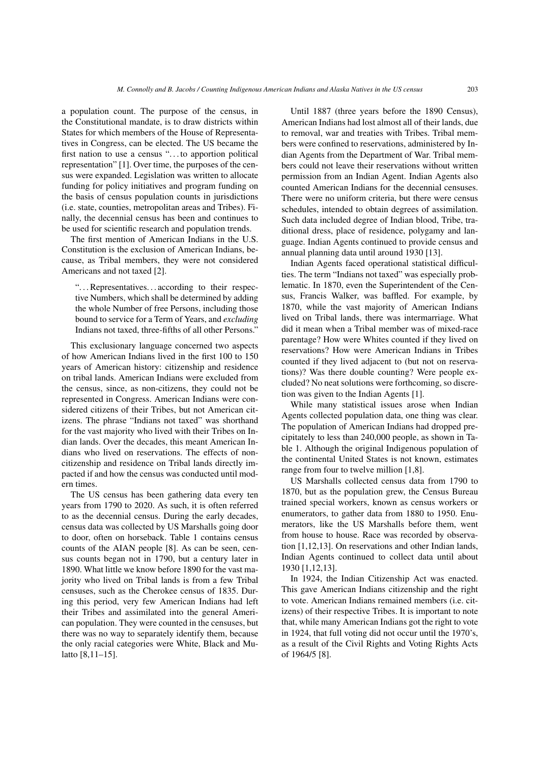a population count. The purpose of the census, in the Constitutional mandate, is to draw districts within States for which members of the House of Representatives in Congress, can be elected. The US became the first nation to use a census "...to apportion political representation" [1]. Over time, the purposes of the census were expanded. Legislation was written to allocate funding for policy initiatives and program funding on the basis of census population counts in jurisdictions (i.e. state, counties, metropolitan areas and Tribes). Finally, the decennial census has been and continues to be used for scientific research and population trends.

The first mention of American Indians in the U.S. Constitution is the exclusion of American Indians, because, as Tribal members, they were not considered Americans and not taxed [2].

> "...Representatives...according to their respective Numbers, which shall be determined by adding the whole Number of free Persons, including those bound to service for a Term of Years, and *excluding* Indians not taxed, three-fifths of all other Persons."

This exclusionary language concerned two aspects of how American Indians lived in the first 100 to 150 years of American history: citizenship and residence on tribal lands. American Indians were excluded from the census, since, as non-citizens, they could not be represented in Congress. American Indians were considered citizens of their Tribes, but not American citizens. The phrase "Indians not taxed" was shorthand for the vast majority who lived with their Tribes on Indian lands. Over the decades, this meant American Indians who lived on reservations. The effects of non-citizenship and residence on Tribal lands directly impacted if and how the census was conducted until modern times.

The US census has been gathering data every ten years from 1790 to 2020. As such, it is often referred to as the decennial census. During the early decades, census data was collected by US Marshalls going door to door, often on horseback. Table 1 contains census counts of the AIAN people [8]. As can be seen, census counts began not in 1790, but a century later in 1890. What little we know before 1890 for the vast majority who lived on Tribal lands is from a few Tribal censuses, such as the Cherokee census of 1835. During this period, very few American Indians had left their Tribes and assimilated into the general American population. They were counted in the censuses, but there was no way to separately identify them, because the only racial categories were White, Black and Mulatto [8,11–15].

Until 1887 (three years before the 1890 Census), American Indians had lost almost all of their lands, due to removal, war and treaties with Tribes. Tribal members were confined to reservations, administered by Indian Agents from the Department of War. Tribal members could not leave their reservations without written permission from an Indian Agent. Indian Agents also counted American Indians for the decennial censuses. There were no uniform criteria, but there were census schedules, intended to obtain degrees of assimilation. Such data included degree of Indian blood, Tribe, traditional dress, place of residence, polygamy and language. Indian Agents continued to provide census and annual planning data until around 1930 [13].

Indian Agents faced operational statistical difficulties. The term "Indians not taxed" was especially problematic. In 1870, even the Superintendent of the Census, Francis Walker, was baffled. For example, by 1870, while the vast majority of American Indians lived on Tribal lands, there was intermarriage. What did it mean when a Tribal member was of mixed-race parentage? How were Whites counted if they lived on reservations? How were American Indians in Tribes counted if they lived adjacent to (but not on reservations)? Was there double counting? Were people excluded? No neat solutions were forthcoming, so discretion was given to the Indian Agents [1].

While many statistical issues arose when Indian Agents collected population data, one thing was clear. The population of American Indians had dropped precipitately to less than 240,000 people, as shown in Table 1. Although the original Indigenous population of the continental United States is not known, estimates range from four to twelve million [1,8].

US Marshalls collected census data from 1790 to 1870, but as the population grew, the Census Bureau trained special workers, known as census workers or enumerators, to gather data from 1880 to 1950. Enumerators, like the US Marshalls before them, went from house to house. Race was recorded by observation [1,12,13]. On reservations and other Indian lands, Indian Agents continued to collect data until about 1930 [1,12,13].

In 1924, the Indian Citizenship Act was enacted. This gave American Indians citizenship and the right to vote. American Indians remained members (i.e. citizens) of their respective Tribes. It is important to note that, while many American Indians got the right to vote in 1924, that full voting did not occur until the 1970's, as a result of the Civil Rights and Voting Rights Acts of 1964/5 [8].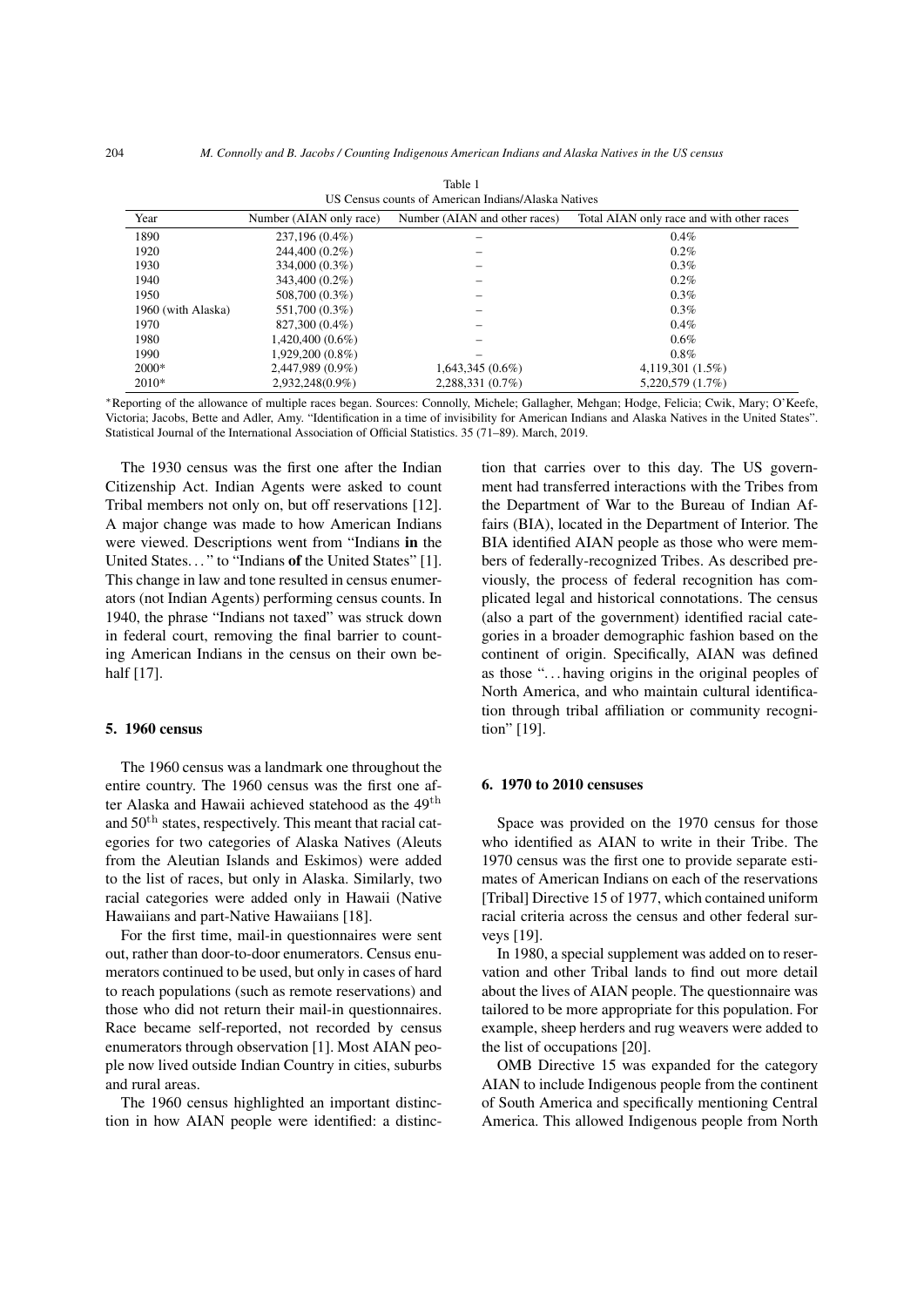Table 1
US Census counts of American Indians/Alaska Natives

| Year | Number (AIAN only race) | Number (AIAN and other races) | Total AIAN only race and with other races |
|---|---|---|---|
| 1890 | 237,196 (0.4%) | – | 0.4% |
| 1920 | 244,400 (0.2%) | – | 0.2% |
| 1930 | 334,000 (0.3%) | – | 0.3% |
| 1940 | 343,400 (0.2%) | – | 0.2% |
| 1950 | 508,700 (0.3%) | – | 0.3% |
| 1960 (with Alaska) | 551,700 (0.3%) | – | 0.3% |
| 1970 | 827,300 (0.4%) | – | 0.4% |
| 1980 | 1,420,400 (0.6%) | – | 0.6% |
| 1990 | 1,929,200 (0.8%) | – | 0.8% |
| 2000* | 2,447,989 (0.9%) | 1,643,345 (0.6%) | 4,119,301 (1.5%) |
| 2010* | 2,932,248(0.9%) | 2,288,331 (0.7%) | 5,220,579 (1.7%) |

*Reporting of the allowance of multiple races began. Sources: Connolly, Michele; Gallagher, Mehgan; Hodge, Felicia; Cwik, Mary; O'Keefe, Victoria; Jacobs, Bette and Adler, Amy. "Identification in a time of invisibility for American Indians and Alaska Natives in the United States". Statistical Journal of the International Association of Official Statistics. 35 (71–89). March, 2019.

The 1930 census was the first one after the Indian Citizenship Act. Indian Agents were asked to count Tribal members not only on, but off reservations [12]. A major change was made to how American Indians were viewed. Descriptions went from "Indians **in** the United States..." to "Indians **of** the United States" [1]. This change in law and tone resulted in census enumerators (not Indian Agents) performing census counts. In 1940, the phrase "Indians not taxed" was struck down in federal court, removing the final barrier to counting American Indians in the census on their own behalf [17].

## 5. 1960 census

The 1960 census was a landmark one throughout the entire country. The 1960 census was the first one after Alaska and Hawaii achieved statehood as the 49$^{th}$ and 50$^{th}$ states, respectively. This meant that racial categories for two categories of Alaska Natives (Aleuts from the Aleutian Islands and Eskimos) were added to the list of races, but only in Alaska. Similarly, two racial categories were added only in Hawaii (Native Hawaiians and part-Native Hawaiians [18].

For the first time, mail-in questionnaires were sent out, rather than door-to-door enumerators. Census enumerators continued to be used, but only in cases of hard to reach populations (such as remote reservations) and those who did not return their mail-in questionnaires. Race became self-reported, not recorded by census enumerators through observation [1]. Most AIAN people now lived outside Indian Country in cities, suburbs and rural areas.

The 1960 census highlighted an important distinction in how AIAN people were identified: a distinction that carries over to this day. The US government had transferred interactions with the Tribes from the Department of War to the Bureau of Indian Affairs (BIA), located in the Department of Interior. The BIA identified AIAN people as those who were members of federally-recognized Tribes. As described previously, the process of federal recognition has complicated legal and historical connotations. The census (also a part of the government) identified racial categories in a broader demographic fashion based on the continent of origin. Specifically, AIAN was defined as those "...having origins in the original peoples of North America, and who maintain cultural identification through tribal affiliation or community recognition" [19].

## 6. 1970 to 2010 censuses

Space was provided on the 1970 census for those who identified as AIAN to write in their Tribe. The 1970 census was the first one to provide separate estimates of American Indians on each of the reservations [Tribal] Directive 15 of 1977, which contained uniform racial criteria across the census and other federal surveys [19].

In 1980, a special supplement was added on to reservation and other Tribal lands to find out more detail about the lives of AIAN people. The questionnaire was tailored to be more appropriate for this population. For example, sheep herders and rug weavers were added to the list of occupations [20].

OMB Directive 15 was expanded for the category AIAN to include Indigenous people from the continent of South America and specifically mentioning Central America. This allowed Indigenous people from North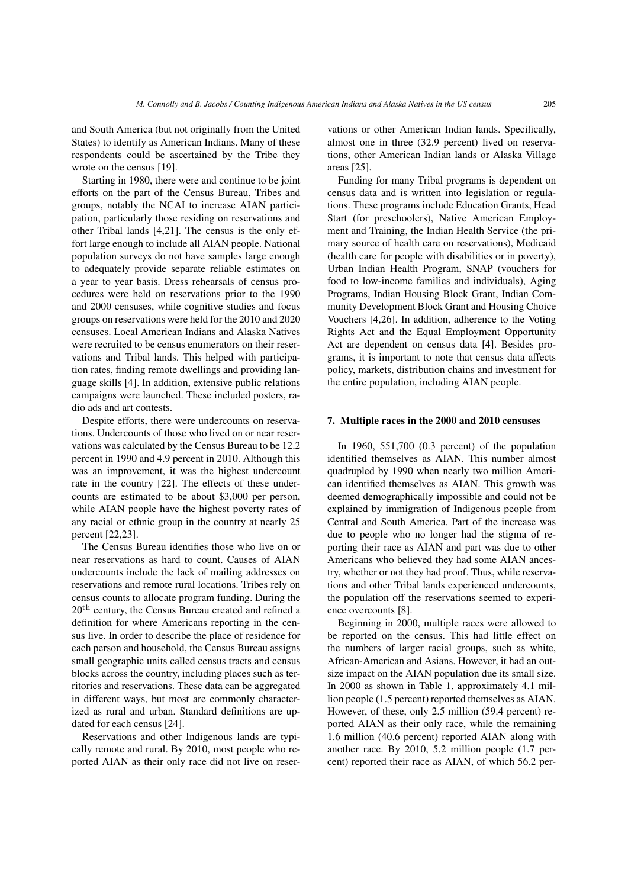and South America (but not originally from the United States) to identify as American Indians. Many of these respondents could be ascertained by the Tribe they wrote on the census [19].

Starting in 1980, there were and continue to be joint efforts on the part of the Census Bureau, Tribes and groups, notably the NCAI to increase AIAN participation, particularly those residing on reservations and other Tribal lands [4,21]. The census is the only effort large enough to include all AIAN people. National population surveys do not have samples large enough to adequately provide separate reliable estimates on a year to year basis. Dress rehearsals of census procedures were held on reservations prior to the 1990 and 2000 censuses, while cognitive studies and focus groups on reservations were held for the 2010 and 2020 censuses. Local American Indians and Alaska Natives were recruited to be census enumerators on their reservations and Tribal lands. This helped with participation rates, finding remote dwellings and providing language skills [4]. In addition, extensive public relations campaigns were launched. These included posters, radio ads and art contests.

Despite efforts, there were undercounts on reservations. Undercounts of those who lived on or near reservations was calculated by the Census Bureau to be 12.2 percent in 1990 and 4.9 percent in 2010. Although this was an improvement, it was the highest undercount rate in the country [22]. The effects of these undercounts are estimated to be about \$3,000 per person, while AIAN people have the highest poverty rates of any racial or ethnic group in the country at nearly 25 percent [22,23].

The Census Bureau identifies those who live on or near reservations as hard to count. Causes of AIAN undercounts include the lack of mailing addresses on reservations and remote rural locations. Tribes rely on census counts to allocate program funding. During the 20th century, the Census Bureau created and refined a definition for where Americans reporting in the census live. In order to describe the place of residence for each person and household, the Census Bureau assigns small geographic units called census tracts and census blocks across the country, including places such as territories and reservations. These data can be aggregated in different ways, but most are commonly characterized as rural and urban. Standard definitions are updated for each census [24].

Reservations and other Indigenous lands are typically remote and rural. By 2010, most people who reported AIAN as their only race did not live on reservations or other American Indian lands. Specifically, almost one in three (32.9 percent) lived on reservations, other American Indian lands or Alaska Village areas [25].

Funding for many Tribal programs is dependent on census data and is written into legislation or regulations. These programs include Education Grants, Head Start (for preschoolers), Native American Employment and Training, the Indian Health Service (the primary source of health care on reservations), Medicaid (health care for people with disabilities or in poverty), Urban Indian Health Program, SNAP (vouchers for food to low-income families and individuals), Aging Programs, Indian Housing Block Grant, Indian Community Development Block Grant and Housing Choice Vouchers [4,26]. In addition, adherence to the Voting Rights Act and the Equal Employment Opportunity Act are dependent on census data [4]. Besides programs, it is important to note that census data affects policy, markets, distribution chains and investment for the entire population, including AIAN people.

## 7. Multiple races in the 2000 and 2010 censuses

In 1960, 551,700 (0.3 percent) of the population identified themselves as AIAN. This number almost quadrupled by 1990 when nearly two million American identified themselves as AIAN. This growth was deemed demographically impossible and could not be explained by immigration of Indigenous people from Central and South America. Part of the increase was due to people who no longer had the stigma of reporting their race as AIAN and part was due to other Americans who believed they had some AIAN ancestry, whether or not they had proof. Thus, while reservations and other Tribal lands experienced undercounts, the population off the reservations seemed to experience overcounts [8].

Beginning in 2000, multiple races were allowed to be reported on the census. This had little effect on the numbers of larger racial groups, such as white, African-American and Asians. However, it had an outsize impact on the AIAN population due its small size. In 2000 as shown in Table 1, approximately 4.1 million people (1.5 percent) reported themselves as AIAN. However, of these, only 2.5 million (59.4 percent) reported AIAN as their only race, while the remaining 1.6 million (40.6 percent) reported AIAN along with another race. By 2010, 5.2 million people (1.7 percent) reported their race as AIAN, of which 56.2 per-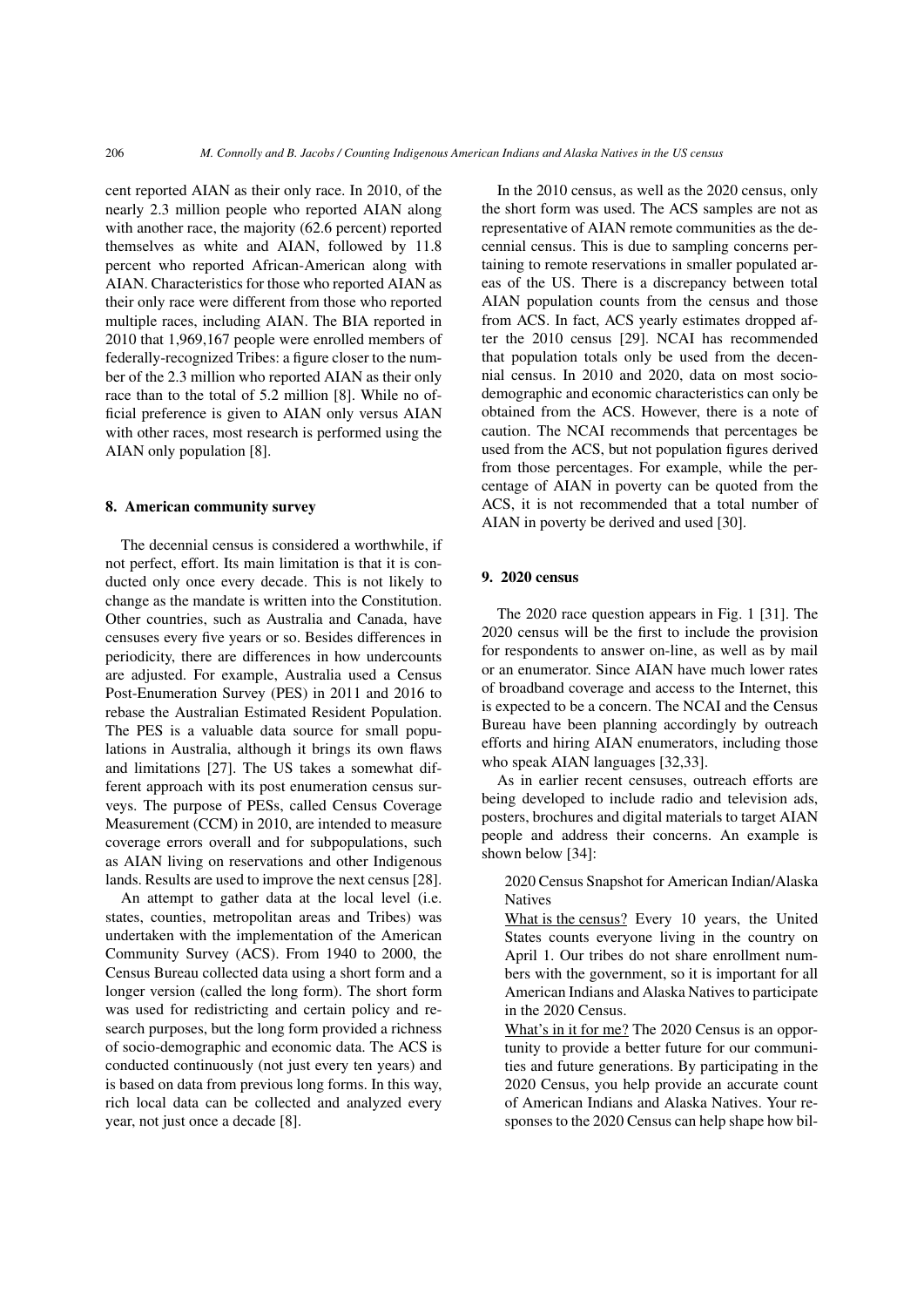cent reported AIAN as their only race. In 2010, of the nearly 2.3 million people who reported AIAN along with another race, the majority (62.6 percent) reported themselves as white and AIAN, followed by 11.8 percent who reported African-American along with AIAN. Characteristics for those who reported AIAN as their only race were different from those who reported multiple races, including AIAN. The BIA reported in 2010 that 1,969,167 people were enrolled members of federally-recognized Tribes: a figure closer to the number of the 2.3 million who reported AIAN as their only race than to the total of 5.2 million [8]. While no official preference is given to AIAN only versus AIAN with other races, most research is performed using the AIAN only population [8].

## 8. American community survey

The decennial census is considered a worthwhile, if not perfect, effort. Its main limitation is that it is conducted only once every decade. This is not likely to change as the mandate is written into the Constitution. Other countries, such as Australia and Canada, have censuses every five years or so. Besides differences in periodicity, there are differences in how undercounts are adjusted. For example, Australia used a Census Post-Enumeration Survey (PES) in 2011 and 2016 to rebase the Australian Estimated Resident Population. The PES is a valuable data source for small populations in Australia, although it brings its own flaws and limitations [27]. The US takes a somewhat different approach with its post enumeration census surveys. The purpose of PESs, called Census Coverage Measurement (CCM) in 2010, are intended to measure coverage errors overall and for subpopulations, such as AIAN living on reservations and other Indigenous lands. Results are used to improve the next census [28].

An attempt to gather data at the local level (i.e. states, counties, metropolitan areas and Tribes) was undertaken with the implementation of the American Community Survey (ACS). From 1940 to 2000, the Census Bureau collected data using a short form and a longer version (called the long form). The short form was used for redistricting and certain policy and research purposes, but the long form provided a richness of socio-demographic and economic data. The ACS is conducted continuously (not just every ten years) and is based on data from previous long forms. In this way, rich local data can be collected and analyzed every year, not just once a decade [8].

In the 2010 census, as well as the 2020 census, only the short form was used. The ACS samples are not as representative of AIAN remote communities as the decennial census. This is due to sampling concerns pertaining to remote reservations in smaller populated areas of the US. There is a discrepancy between total AIAN population counts from the census and those from ACS. In fact, ACS yearly estimates dropped after the 2010 census [29]. NCAI has recommended that population totals only be used from the decennial census. In 2010 and 2020, data on most socio-demographic and economic characteristics can only be obtained from the ACS. However, there is a note of caution. The NCAI recommends that percentages be used from the ACS, but not population figures derived from those percentages. For example, while the percentage of AIAN in poverty can be quoted from the ACS, it is not recommended that a total number of AIAN in poverty be derived and used [30].

## 9. 2020 census

The 2020 race question appears in Fig. 1 [31]. The 2020 census will be the first to include the provision for respondents to answer on-line, as well as by mail or an enumerator. Since AIAN have much lower rates of broadband coverage and access to the Internet, this is expected to be a concern. The NCAI and the Census Bureau have been planning accordingly by outreach efforts and hiring AIAN enumerators, including those who speak AIAN languages [32,33].

As in earlier recent censuses, outreach efforts are being developed to include radio and television ads, posters, brochures and digital materials to target AIAN people and address their concerns. An example is shown below [34]:

> 2020 Census Snapshot for American Indian/Alaska Natives
>
> What is the census? Every 10 years, the United States counts everyone living in the country on April 1. Our tribes do not share enrollment numbers with the government, so it is important for all American Indians and Alaska Natives to participate in the 2020 Census.
>
> What's in it for me? The 2020 Census is an opportunity to provide a better future for our communities and future generations. By participating in the 2020 Census, you help provide an accurate count of American Indians and Alaska Natives. Your responses to the 2020 Census can help shape how bil-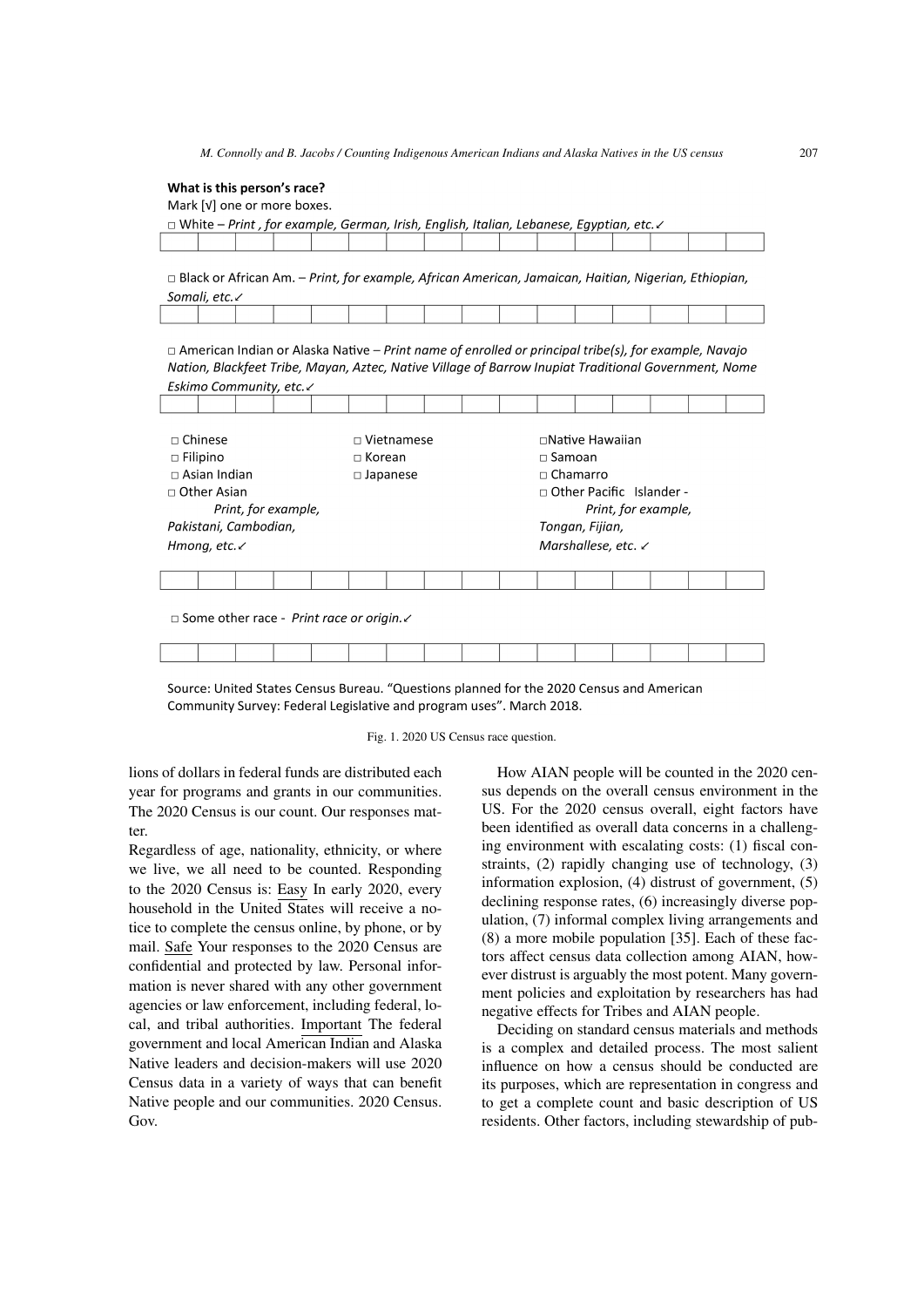**What is this person's race?**
Mark [√] one or more boxes.

□ White – *Print , for example, German, Irish, English, Italian, Lebanese, Egyptian, etc.*✓

□ Black or African Am. – *Print, for example, African American, Jamaican, Haitian, Nigerian, Ethiopian, Somali, etc.*✓

□ American Indian or Alaska Native – *Print name of enrolled or principal tribe(s), for example, Navajo Nation, Blackfeet Tribe, Mayan, Aztec, Native Village of Barrow Inupiat Traditional Government, Nome Eskimo Community, etc.*✓

□ Chinese
□ Filipino
□ Asian Indian
□ Other Asian *Print, for example, Pakistani, Cambodian, Hmong, etc.*✓

□ Vietnamese
□ Korean
□ Japanese

□ Native Hawaiian
□ Samoan
□ Chamarro
□ Other Pacific Islander - *Print, for example, Tongan, Fijian, Marshallese, etc.* ✓

□ Some other race - *Print race or origin.*✓

Source: United States Census Bureau. "Questions planned for the 2020 Census and American Community Survey: Federal Legislative and program uses". March 2018.

Fig. 1. 2020 US Census race question.

lions of dollars in federal funds are distributed each year for programs and grants in our communities. The 2020 Census is our count. Our responses matter.

Regardless of age, nationality, ethnicity, or where we live, we all need to be counted. Responding to the 2020 Census is: Easy In early 2020, every household in the United States will receive a notice to complete the census online, by phone, or by mail. Safe Your responses to the 2020 Census are confidential and protected by law. Personal information is never shared with any other government agencies or law enforcement, including federal, local, and tribal authorities. Important The federal government and local American Indian and Alaska Native leaders and decision-makers will use 2020 Census data in a variety of ways that can benefit Native people and our communities. 2020 Census. Gov.

How AIAN people will be counted in the 2020 census depends on the overall census environment in the US. For the 2020 census overall, eight factors have been identified as overall data concerns in a challenging environment with escalating costs: (1) fiscal constraints, (2) rapidly changing use of technology, (3) information explosion, (4) distrust of government, (5) declining response rates, (6) increasingly diverse population, (7) informal complex living arrangements and (8) a more mobile population [35]. Each of these factors affect census data collection among AIAN, however distrust is arguably the most potent. Many government policies and exploitation by researchers has had negative effects for Tribes and AIAN people.

Deciding on standard census materials and methods is a complex and detailed process. The most salient influence on how a census should be conducted are its purposes, which are representation in congress and to get a complete count and basic description of US residents. Other factors, including stewardship of pub-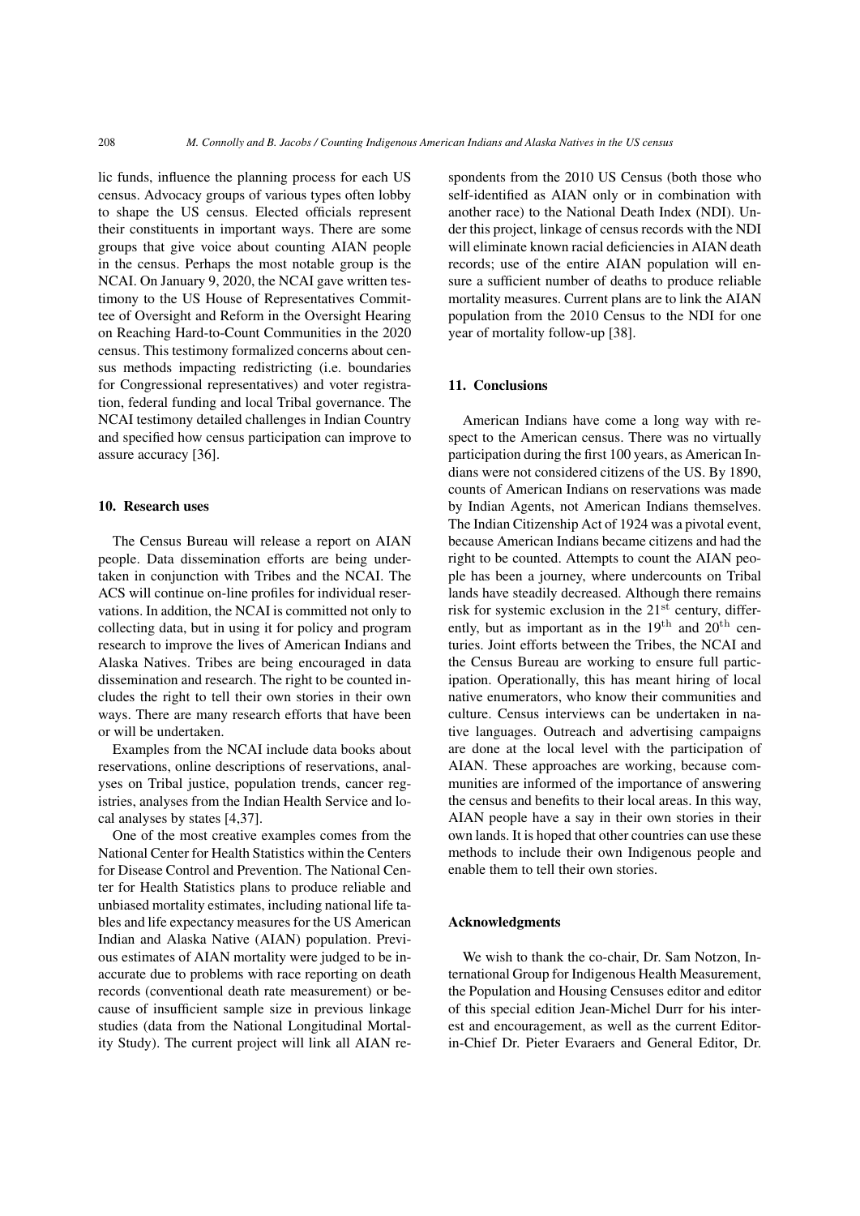lic funds, influence the planning process for each US census. Advocacy groups of various types often lobby to shape the US census. Elected officials represent their constituents in important ways. There are some groups that give voice about counting AIAN people in the census. Perhaps the most notable group is the NCAI. On January 9, 2020, the NCAI gave written testimony to the US House of Representatives Committee of Oversight and Reform in the Oversight Hearing on Reaching Hard-to-Count Communities in the 2020 census. This testimony formalized concerns about census methods impacting redistricting (i.e. boundaries for Congressional representatives) and voter registration, federal funding and local Tribal governance. The NCAI testimony detailed challenges in Indian Country and specified how census participation can improve to assure accuracy [36].

## 10. Research uses

The Census Bureau will release a report on AIAN people. Data dissemination efforts are being undertaken in conjunction with Tribes and the NCAI. The ACS will continue on-line profiles for individual reservations. In addition, the NCAI is committed not only to collecting data, but in using it for policy and program research to improve the lives of American Indians and Alaska Natives. Tribes are being encouraged in data dissemination and research. The right to be counted includes the right to tell their own stories in their own ways. There are many research efforts that have been or will be undertaken.

Examples from the NCAI include data books about reservations, online descriptions of reservations, analyses on Tribal justice, population trends, cancer registries, analyses from the Indian Health Service and local analyses by states [4,37].

One of the most creative examples comes from the National Center for Health Statistics within the Centers for Disease Control and Prevention. The National Center for Health Statistics plans to produce reliable and unbiased mortality estimates, including national life tables and life expectancy measures for the US American Indian and Alaska Native (AIAN) population. Previous estimates of AIAN mortality were judged to be inaccurate due to problems with race reporting on death records (conventional death rate measurement) or because of insufficient sample size in previous linkage studies (data from the National Longitudinal Mortality Study). The current project will link all AIAN respondents from the 2010 US Census (both those who self-identified as AIAN only or in combination with another race) to the National Death Index (NDI). Under this project, linkage of census records with the NDI will eliminate known racial deficiencies in AIAN death records; use of the entire AIAN population will ensure a sufficient number of deaths to produce reliable mortality measures. Current plans are to link the AIAN population from the 2010 Census to the NDI for one year of mortality follow-up [38].

## 11. Conclusions

American Indians have come a long way with respect to the American census. There was no virtually participation during the first 100 years, as American Indians were not considered citizens of the US. By 1890, counts of American Indians on reservations was made by Indian Agents, not American Indians themselves. The Indian Citizenship Act of 1924 was a pivotal event, because American Indians became citizens and had the right to be counted. Attempts to count the AIAN people has been a journey, where undercounts on Tribal lands have steadily decreased. Although there remains risk for systemic exclusion in the 21$^{st}$ century, differently, but as important as in the 19$^{th}$ and 20$^{th}$ centuries. Joint efforts between the Tribes, the NCAI and the Census Bureau are working to ensure full participation. Operationally, this has meant hiring of local native enumerators, who know their communities and culture. Census interviews can be undertaken in native languages. Outreach and advertising campaigns are done at the local level with the participation of AIAN. These approaches are working, because communities are informed of the importance of answering the census and benefits to their local areas. In this way, AIAN people have a say in their own stories in their own lands. It is hoped that other countries can use these methods to include their own Indigenous people and enable them to tell their own stories.

## Acknowledgments

We wish to thank the co-chair, Dr. Sam Notzon, International Group for Indigenous Health Measurement, the Population and Housing Censuses editor and editor of this special edition Jean-Michel Durr for his interest and encouragement, as well as the current Editor-in-Chief Dr. Pieter Evaraers and General Editor, Dr.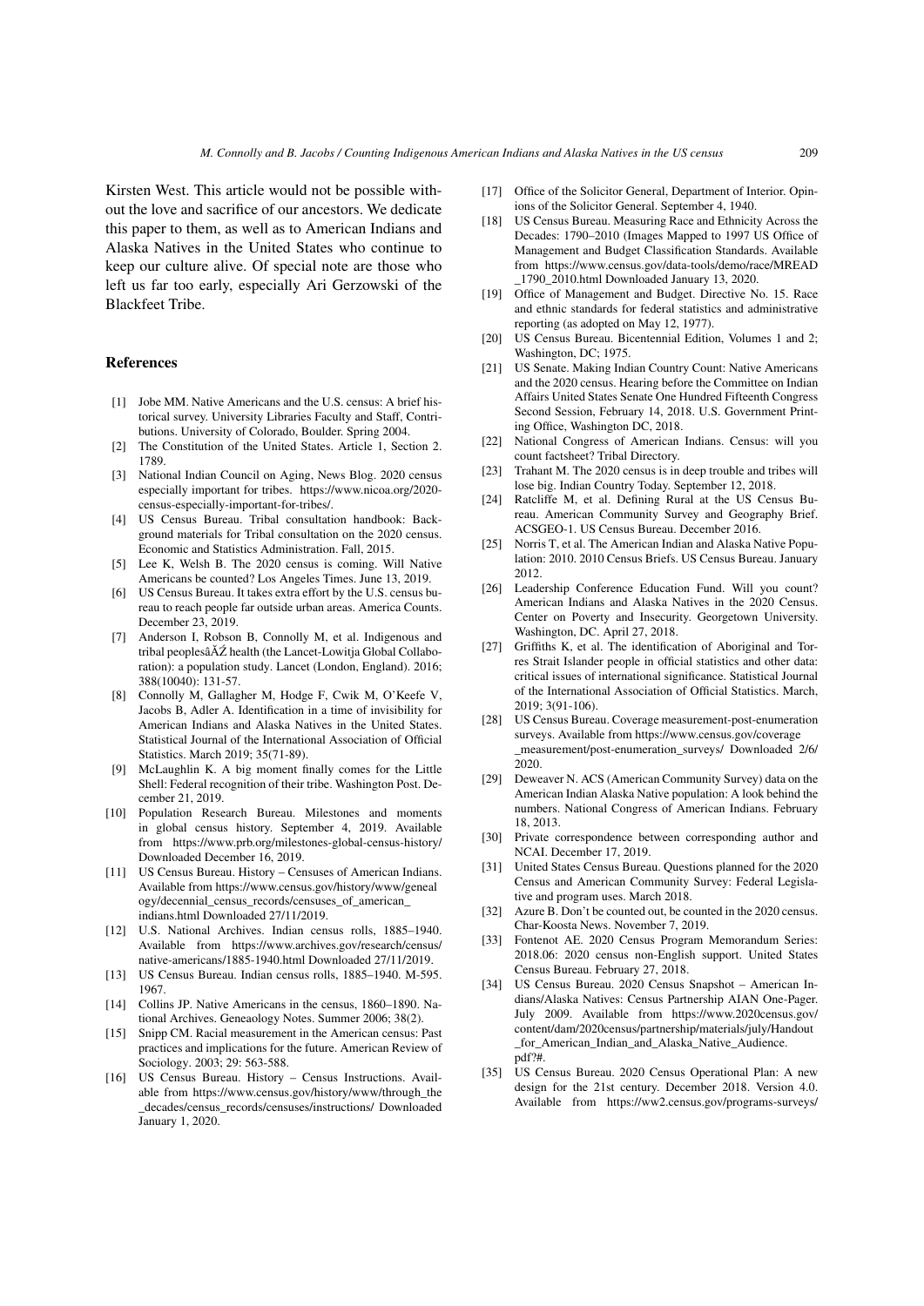Kirsten West. This article would not be possible without the love and sacrifice of our ancestors. We dedicate this paper to them, as well as to American Indians and Alaska Natives in the United States who continue to keep our culture alive. Of special note are those who left us far too early, especially Ari Gerzowski of the Blackfeet Tribe.

## References

[1] Jobe MM. Native Americans and the U.S. census: A brief historical survey. University Libraries Faculty and Staff, Contributions. University of Colorado, Boulder. Spring 2004.

[2] The Constitution of the United States. Article 1, Section 2. 1789.

[3] National Indian Council on Aging, News Blog. 2020 census especially important for tribes. https://www.nicoa.org/2020-census-especially-important-for-tribes/.

[4] US Census Bureau. Tribal consultation handbook: Background materials for Tribal consultation on the 2020 census. Economic and Statistics Administration. Fall, 2015.

[5] Lee K, Welsh B. The 2020 census is coming. Will Native Americans be counted? Los Angeles Times. June 13, 2019.

[6] US Census Bureau. It takes extra effort by the U.S. census bureau to reach people far outside urban areas. America Counts. December 23, 2019.

[7] Anderson I, Robson B, Connolly M, et al. Indigenous and tribal peoplesâĂŹ health (the Lancet-Lowitja Global Collaboration): a population study. Lancet (London, England). 2016; 388(10040): 131-57.

[8] Connolly M, Gallagher M, Hodge F, Cwik M, O'Keefe V, Jacobs B, Adler A. Identification in a time of invisibility for American Indians and Alaska Natives in the United States. Statistical Journal of the International Association of Official Statistics. March 2019; 35(71-89).

[9] McLaughlin K. A big moment finally comes for the Little Shell: Federal recognition of their tribe. Washington Post. December 21, 2019.

[10] Population Research Bureau. Milestones and moments in global census history. September 4, 2019. Available from https://www.prb.org/milestones-global-census-history/ Downloaded December 16, 2019.

[11] US Census Bureau. History – Censuses of American Indians. Available from https://www.census.gov/history/www/genealogy/decennial_census_records/censuses_of_american_indians.html Downloaded 27/11/2019.

[12] U.S. National Archives. Indian census rolls, 1885–1940. Available from https://www.archives.gov/research/census/native-americans/1885-1940.html Downloaded 27/11/2019.

[13] US Census Bureau. Indian census rolls, 1885–1940. M-595. 1967.

[14] Collins JP. Native Americans in the census, 1860–1890. National Archives. Geneaology Notes. Summer 2006; 38(2).

[15] Snipp CM. Racial measurement in the American census: Past practices and implications for the future. American Review of Sociology. 2003; 29: 563-588.

[16] US Census Bureau. History – Census Instructions. Available from https://www.census.gov/history/www/through_the_decades/census_records/censuses/instructions/ Downloaded January 1, 2020.

[17] Office of the Solicitor General, Department of Interior. Opinions of the Solicitor General. September 4, 1940.

[18] US Census Bureau. Measuring Race and Ethnicity Across the Decades: 1790–2010 (Images Mapped to 1997 US Office of Management and Budget Classification Standards. Available from https://www.census.gov/data-tools/demo/race/MREAD_1790_2010.html Downloaded January 13, 2020.

[19] Office of Management and Budget. Directive No. 15. Race and ethnic standards for federal statistics and administrative reporting (as adopted on May 12, 1977).

[20] US Census Bureau. Bicentennial Edition, Volumes 1 and 2; Washington, DC; 1975.

[21] US Senate. Making Indian Country Count: Native Americans and the 2020 census. Hearing before the Committee on Indian Affairs United States Senate One Hundred Fifteenth Congress Second Session, February 14, 2018. U.S. Government Printing Office, Washington DC, 2018.

[22] National Congress of American Indians. Census: will you count factsheet? Tribal Directory.

[23] Trahant M. The 2020 census is in deep trouble and tribes will lose big. Indian Country Today. September 12, 2018.

[24] Ratcliffe M, et al. Defining Rural at the US Census Bureau. American Community Survey and Geography Brief. ACSGEO-1. US Census Bureau. December 2016.

[25] Norris T, et al. The American Indian and Alaska Native Population: 2010. 2010 Census Briefs. US Census Bureau. January 2012.

[26] Leadership Conference Education Fund. Will you count? American Indians and Alaska Natives in the 2020 Census. Center on Poverty and Insecurity. Georgetown University. Washington, DC. April 27, 2018.

[27] Griffiths K, et al. The identification of Aboriginal and Torres Strait Islander people in official statistics and other data: critical issues of international significance. Statistical Journal of the International Association of Official Statistics. March, 2019; 3(91-106).

[28] US Census Bureau. Coverage measurement-post-enumeration surveys. Available from https://www.census.gov/coverage_measurement/post-enumeration_surveys/ Downloaded 2/6/2020.

[29] Deweaver N. ACS (American Community Survey) data on the American Indian Alaska Native population: A look behind the numbers. National Congress of American Indians. February 18, 2013.

[30] Private correspondence between corresponding author and NCAI. December 17, 2019.

[31] United States Census Bureau. Questions planned for the 2020 Census and American Community Survey: Federal Legislative and program uses. March 2018.

[32] Azure B. Don't be counted out, be counted in the 2020 census. Char-Koosta News. November 7, 2019.

[33] Fontenot AE. 2020 Census Program Memorandum Series: 2018.06: 2020 census non-English support. United States Census Bureau. February 27, 2018.

[34] US Census Bureau. 2020 Census Snapshot – American Indians/Alaska Natives: Census Partnership AIAN One-Pager. July 2009. Available from https://www.2020census.gov/content/dam/2020census/partnership/materials/july/Handout_for_American_Indian_and_Alaska_Native_Audience.pdf?#.

[35] US Census Bureau. 2020 Census Operational Plan: A new design for the 21st century. December 2018. Version 4.0. Available from https://ww2.census.gov/programs-surveys/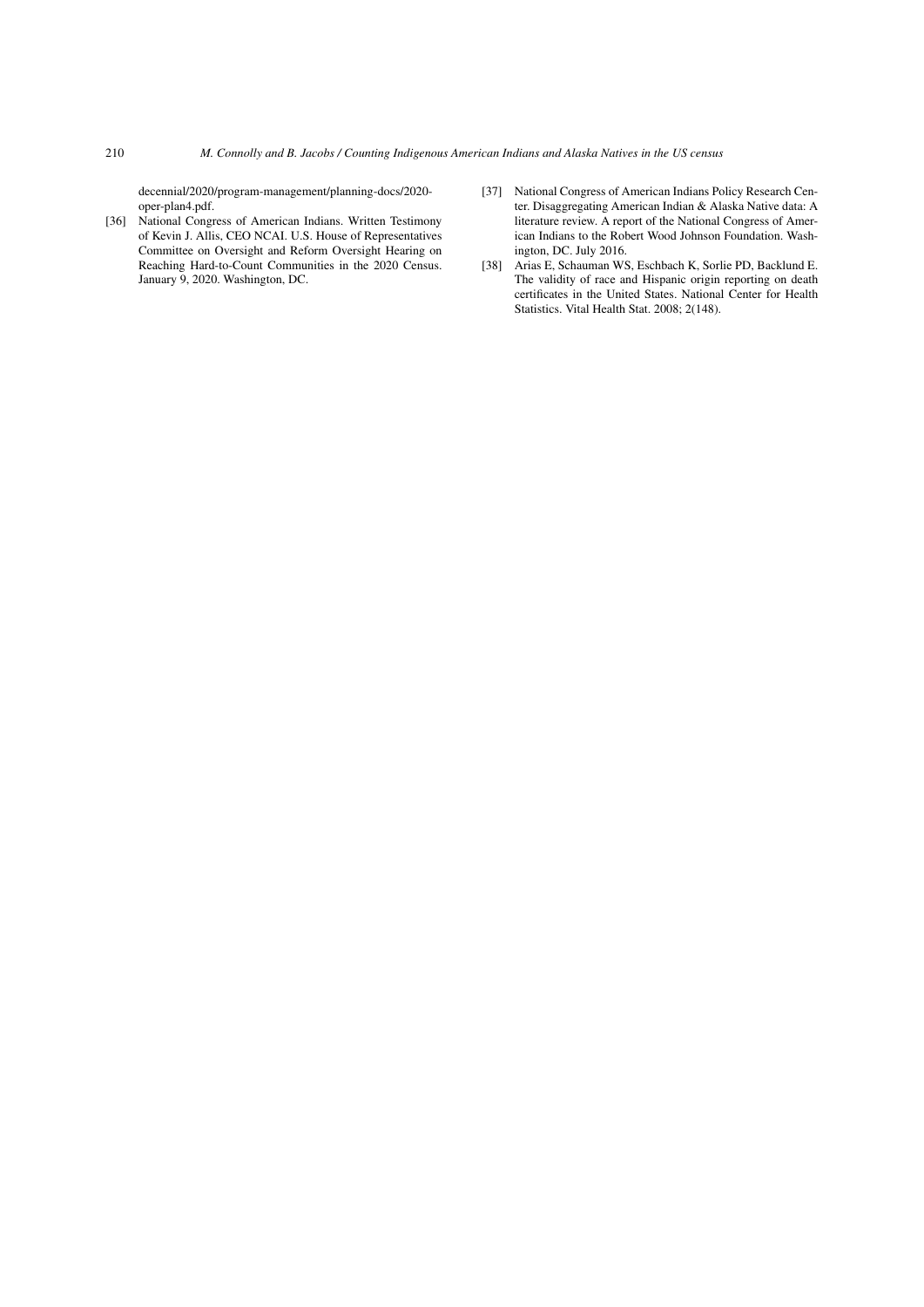decennial/2020/program-management/planning-docs/2020-oper-plan4.pdf.

[36] National Congress of American Indians. Written Testimony of Kevin J. Allis, CEO NCAI. U.S. House of Representatives Committee on Oversight and Reform Oversight Hearing on Reaching Hard-to-Count Communities in the 2020 Census. January 9, 2020. Washington, DC.

[37] National Congress of American Indians Policy Research Center. Disaggregating American Indian & Alaska Native data: A literature review. A report of the National Congress of American Indians to the Robert Wood Johnson Foundation. Washington, DC. July 2016.

[38] Arias E, Schauman WS, Eschbach K, Sorlie PD, Backlund E. The validity of race and Hispanic origin reporting on death certificates in the United States. National Center for Health Statistics. Vital Health Stat. 2008; 2(148).